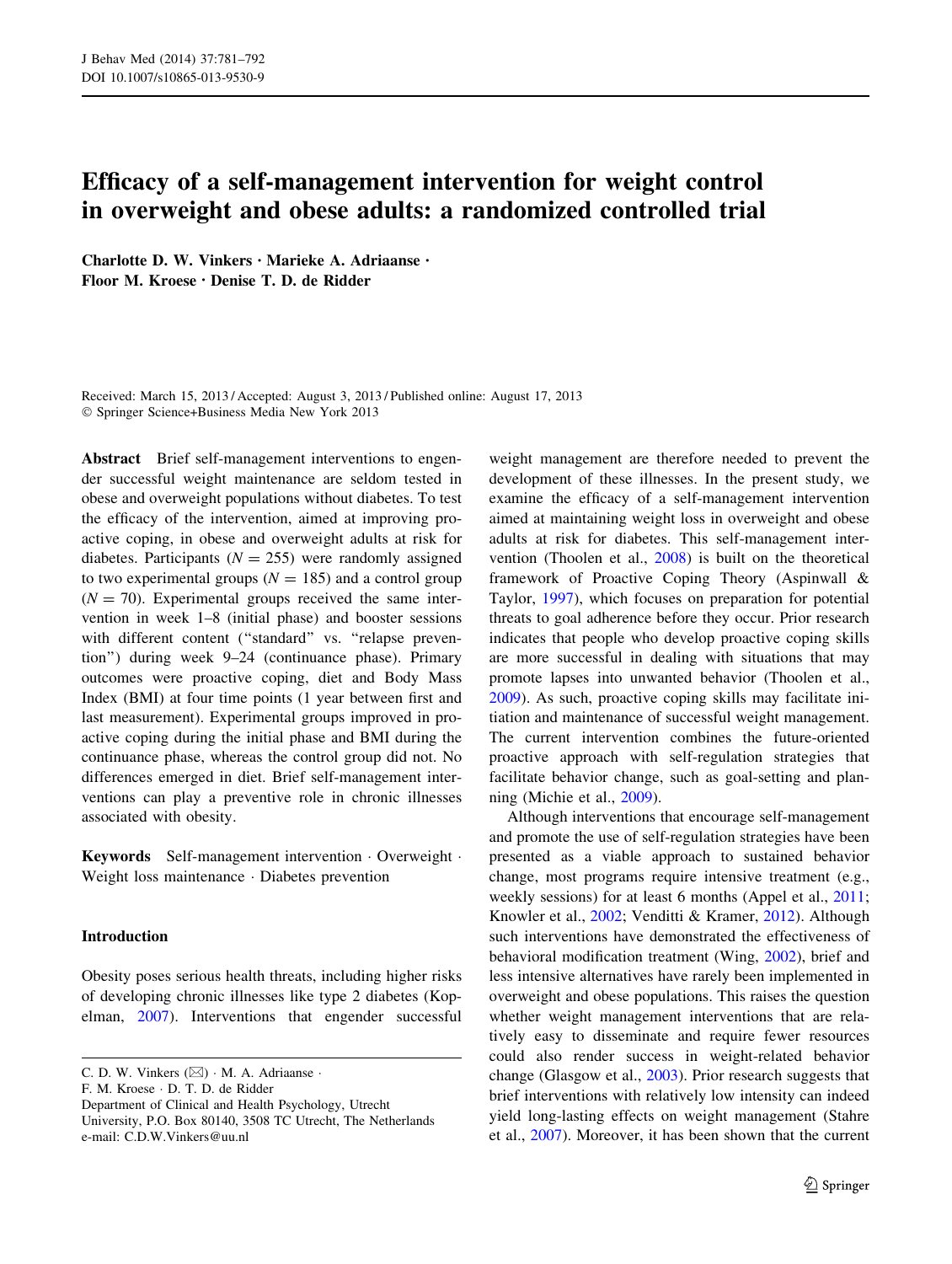# Efficacy of a self-management intervention for weight control in overweight and obese adults: a randomized controlled trial

**Charlotte D. W. Vinkers · Marieke A. Adriaanse · Floor M. Kroese · Denise T. D. de Ridder**

Received: March 15, 2013 / Accepted: August 3, 2013 / Published online: August 17, 2013
© Springer Science+Business Media New York 2013

**Abstract** Brief self-management interventions to engender successful weight maintenance are seldom tested in obese and overweight populations without diabetes. To test the efficacy of the intervention, aimed at improving proactive coping, in obese and overweight adults at risk for diabetes. Participants ($N = 255$) were randomly assigned to two experimental groups ($N = 185$) and a control group ($N = 70$). Experimental groups received the same intervention in week 1–8 (initial phase) and booster sessions with different content ("standard" vs. "relapse prevention") during week 9–24 (continuance phase). Primary outcomes were proactive coping, diet and Body Mass Index (BMI) at four time points (1 year between first and last measurement). Experimental groups improved in proactive coping during the initial phase and BMI during the continuance phase, whereas the control group did not. No differences emerged in diet. Brief self-management interventions can play a preventive role in chronic illnesses associated with obesity.

**Keywords** Self-management intervention · Overweight · Weight loss maintenance · Diabetes prevention

## Introduction

Obesity poses serious health threats, including higher risks of developing chronic illnesses like type 2 diabetes (Kopelman, 2007). Interventions that engender successful weight management are therefore needed to prevent the development of these illnesses. In the present study, we examine the efficacy of a self-management intervention aimed at maintaining weight loss in overweight and obese adults at risk for diabetes. This self-management intervention (Thoolen et al., 2008) is built on the theoretical framework of Proactive Coping Theory (Aspinwall & Taylor, 1997), which focuses on preparation for potential threats to goal adherence before they occur. Prior research indicates that people who develop proactive coping skills are more successful in dealing with situations that may promote lapses into unwanted behavior (Thoolen et al., 2009). As such, proactive coping skills may facilitate initiation and maintenance of successful weight management. The current intervention combines the future-oriented proactive approach with self-regulation strategies that facilitate behavior change, such as goal-setting and planning (Michie et al., 2009).

Although interventions that encourage self-management and promote the use of self-regulation strategies have been presented as a viable approach to sustained behavior change, most programs require intensive treatment (e.g., weekly sessions) for at least 6 months (Appel et al., 2011; Knowler et al., 2002; Venditti & Kramer, 2012). Although such interventions have demonstrated the effectiveness of behavioral modification treatment (Wing, 2002), brief and less intensive alternatives have rarely been implemented in overweight and obese populations. This raises the question whether weight management interventions that are relatively easy to disseminate and require fewer resources could also render success in weight-related behavior change (Glasgow et al., 2003). Prior research suggests that brief interventions with relatively low intensity can indeed yield long-lasting effects on weight management (Stahre et al., 2007). Moreover, it has been shown that the current

---

C. D. W. Vinkers (✉) · M. A. Adriaanse · F. M. Kroese · D. T. D. de Ridder
Department of Clinical and Health Psychology, Utrecht University, P.O. Box 80140, 3508 TC Utrecht, The Netherlands
e-mail: C.D.W.Vinkers@uu.nl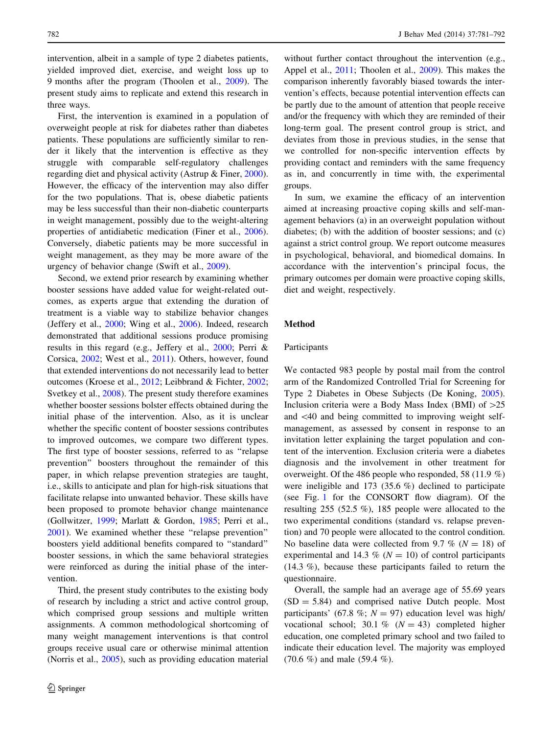intervention, albeit in a sample of type 2 diabetes patients, yielded improved diet, exercise, and weight loss up to 9 months after the program (Thoolen et al., 2009). The present study aims to replicate and extend this research in three ways.

First, the intervention is examined in a population of overweight people at risk for diabetes rather than diabetes patients. These populations are sufficiently similar to render it likely that the intervention is effective as they struggle with comparable self-regulatory challenges regarding diet and physical activity (Astrup & Finer, 2000). However, the efficacy of the intervention may also differ for the two populations. That is, obese diabetic patients may be less successful than their non-diabetic counterparts in weight management, possibly due to the weight-altering properties of antidiabetic medication (Finer et al., 2006). Conversely, diabetic patients may be more successful in weight management, as they may be more aware of the urgency of behavior change (Swift et al., 2009).

Second, we extend prior research by examining whether booster sessions have added value for weight-related outcomes, as experts argue that extending the duration of treatment is a viable way to stabilize behavior changes (Jeffery et al., 2000; Wing et al., 2006). Indeed, research demonstrated that additional sessions produce promising results in this regard (e.g., Jeffery et al., 2000; Perri & Corsica, 2002; West et al., 2011). Others, however, found that extended interventions do not necessarily lead to better outcomes (Kroese et al., 2012; Leibbrand & Fichter, 2002; Svetkey et al., 2008). The present study therefore examines whether booster sessions bolster effects obtained during the initial phase of the intervention. Also, as it is unclear whether the specific content of booster sessions contributes to improved outcomes, we compare two different types. The first type of booster sessions, referred to as "relapse prevention" boosters throughout the remainder of this paper, in which relapse prevention strategies are taught, i.e., skills to anticipate and plan for high-risk situations that facilitate relapse into unwanted behavior. These skills have been proposed to promote behavior change maintenance (Gollwitzer, 1999; Marlatt & Gordon, 1985; Perri et al., 2001). We examined whether these "relapse prevention" boosters yield additional benefits compared to "standard" booster sessions, in which the same behavioral strategies were reinforced as during the initial phase of the intervention.

Third, the present study contributes to the existing body of research by including a strict and active control group, which comprised group sessions and multiple written assignments. A common methodological shortcoming of many weight management interventions is that control groups receive usual care or otherwise minimal attention (Norris et al., 2005), such as providing education material without further contact throughout the intervention (e.g., Appel et al., 2011; Thoolen et al., 2009). This makes the comparison inherently favorably biased towards the intervention's effects, because potential intervention effects can be partly due to the amount of attention that people receive and/or the frequency with which they are reminded of their long-term goal. The present control group is strict, and deviates from those in previous studies, in the sense that we controlled for non-specific intervention effects by providing contact and reminders with the same frequency as in, and concurrently in time with, the experimental groups.

In sum, we examine the efficacy of an intervention aimed at increasing proactive coping skills and self-management behaviors (a) in an overweight population without diabetes; (b) with the addition of booster sessions; and (c) against a strict control group. We report outcome measures in psychological, behavioral, and biomedical domains. In accordance with the intervention's principal focus, the primary outcomes per domain were proactive coping skills, diet and weight, respectively.

## Method

### Participants

We contacted 983 people by postal mail from the control arm of the Randomized Controlled Trial for Screening for Type 2 Diabetes in Obese Subjects (De Koning, 2005). Inclusion criteria were a Body Mass Index (BMI) of >25 and <40 and being committed to improving weight self-management, as assessed by consent in response to an invitation letter explaining the target population and content of the intervention. Exclusion criteria were a diabetes diagnosis and the involvement in other treatment for overweight. Of the 486 people who responded, 58 (11.9 %) were ineligible and 173 (35.6 %) declined to participate (see Fig. 1 for the CONSORT flow diagram). Of the resulting 255 (52.5 %), 185 people were allocated to the two experimental conditions (standard vs. relapse prevention) and 70 people were allocated to the control condition. No baseline data were collected from 9.7 % ($N = 18$) of experimental and 14.3 % ($N = 10$) of control participants (14.3 %), because these participants failed to return the questionnaire.

Overall, the sample had an average age of 55.69 years ($SD = 5.84$) and comprised native Dutch people. Most participants' (67.8 %; $N = 97$) education level was high/vocational school; 30.1 % ($N = 43$) completed higher education, one completed primary school and two failed to indicate their education level. The majority was employed (70.6 %) and male (59.4 %).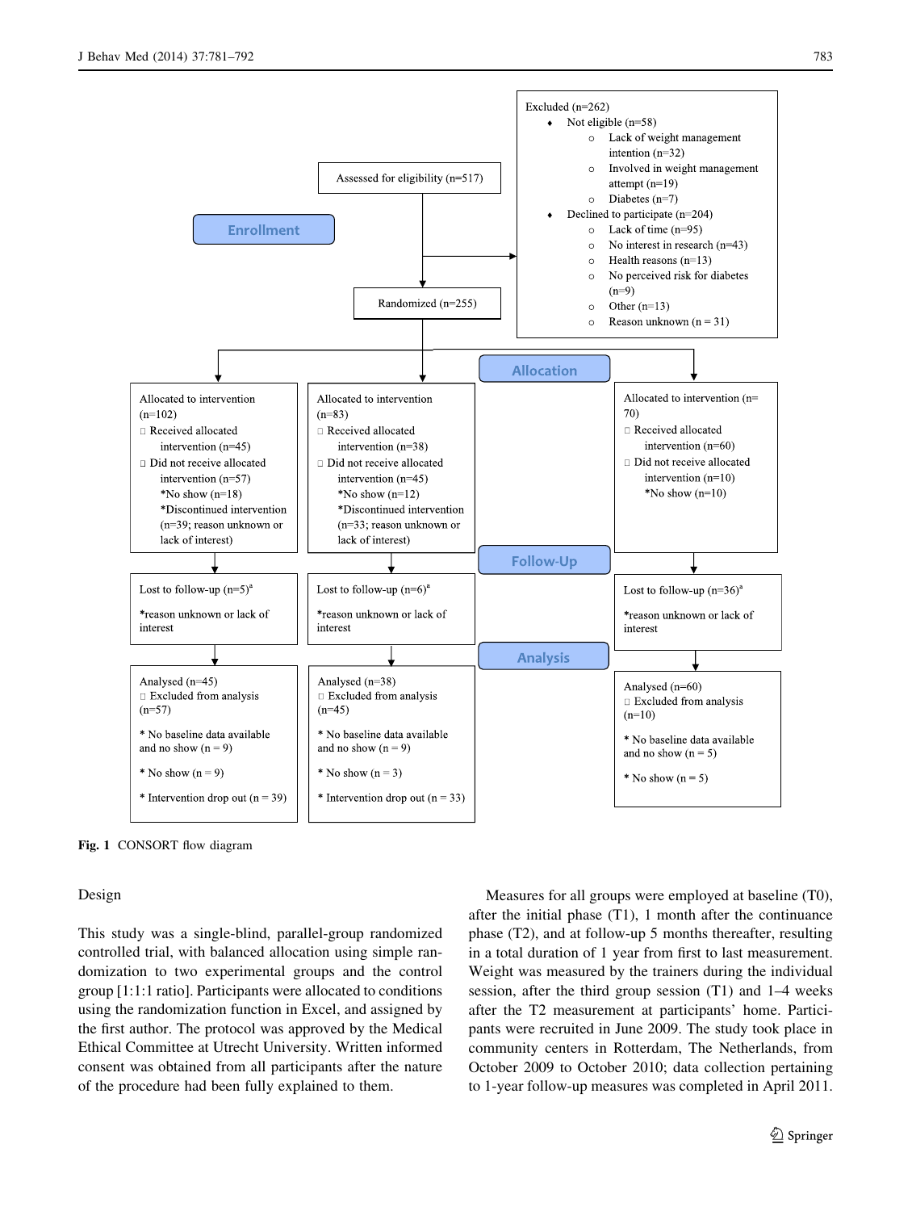Excluded (n=262)

- Not eligible (n=58)
  - Lack of weight management intention (n=32)
  - Involved in weight management attempt (n=19)
  - Diabetes (n=7)
- Declined to participate (n=204)
  - Lack of time (n=95)
  - No interest in research (n=43)
  - Health reasons (n=13)
  - No perceived risk for diabetes (n=9)
  - Other (n=13)
  - Reason unknown (n = 31)

Enrollment

Assessed for eligibility (n=517)

Randomized (n=255)

Allocation

Allocated to intervention (n=102)
- Received allocated intervention (n=45)
- Did not receive allocated intervention (n=57)
  - *No show (n=18)
  - *Discontinued intervention (n=39; reason unknown or lack of interest)

Allocated to intervention (n=83)
- Received allocated intervention (n=38)
- Did not receive allocated intervention (n=45)
  - *No show (n=12)
  - *Discontinued intervention (n=33; reason unknown or lack of interest)

Allocated to intervention (n= 70)
- Received allocated intervention (n=60)
- Did not receive allocated intervention (n=10)
  - *No show (n=10)

Follow-Up

Lost to follow-up (n=5)[a]

*reason unknown or lack of interest

Lost to follow-up (n=6)[a]

*reason unknown or lack of interest

Lost to follow-up (n=36)[a]

*reason unknown or lack of interest

Analysis

Analysed (n=45)
- Excluded from analysis (n=57)

* No baseline data available and no show (n = 9)
* No show (n = 9)
* Intervention drop out (n = 39)

Analysed (n=38)
- Excluded from analysis (n=45)

* No baseline data available and no show (n = 9)
* No show (n = 3)
* Intervention drop out (n = 33)

Analysed (n=60)
- Excluded from analysis (n=10)

* No baseline data available and no show (n = 5)
* No show (n = 5)

**Fig. 1** CONSORT flow diagram

## Design

This study was a single-blind, parallel-group randomized controlled trial, with balanced allocation using simple randomization to two experimental groups and the control group [1:1:1 ratio]. Participants were allocated to conditions using the randomization function in Excel, and assigned by the first author. The protocol was approved by the Medical Ethical Committee at Utrecht University. Written informed consent was obtained from all participants after the nature of the procedure had been fully explained to them.

Measures for all groups were employed at baseline (T0), after the initial phase (T1), 1 month after the continuance phase (T2), and at follow-up 5 months thereafter, resulting in a total duration of 1 year from first to last measurement. Weight was measured by the trainers during the individual session, after the third group session (T1) and 1–4 weeks after the T2 measurement at participants' home. Participants were recruited in June 2009. The study took place in community centers in Rotterdam, The Netherlands, from October 2009 to October 2010; data collection pertaining to 1-year follow-up measures was completed in April 2011.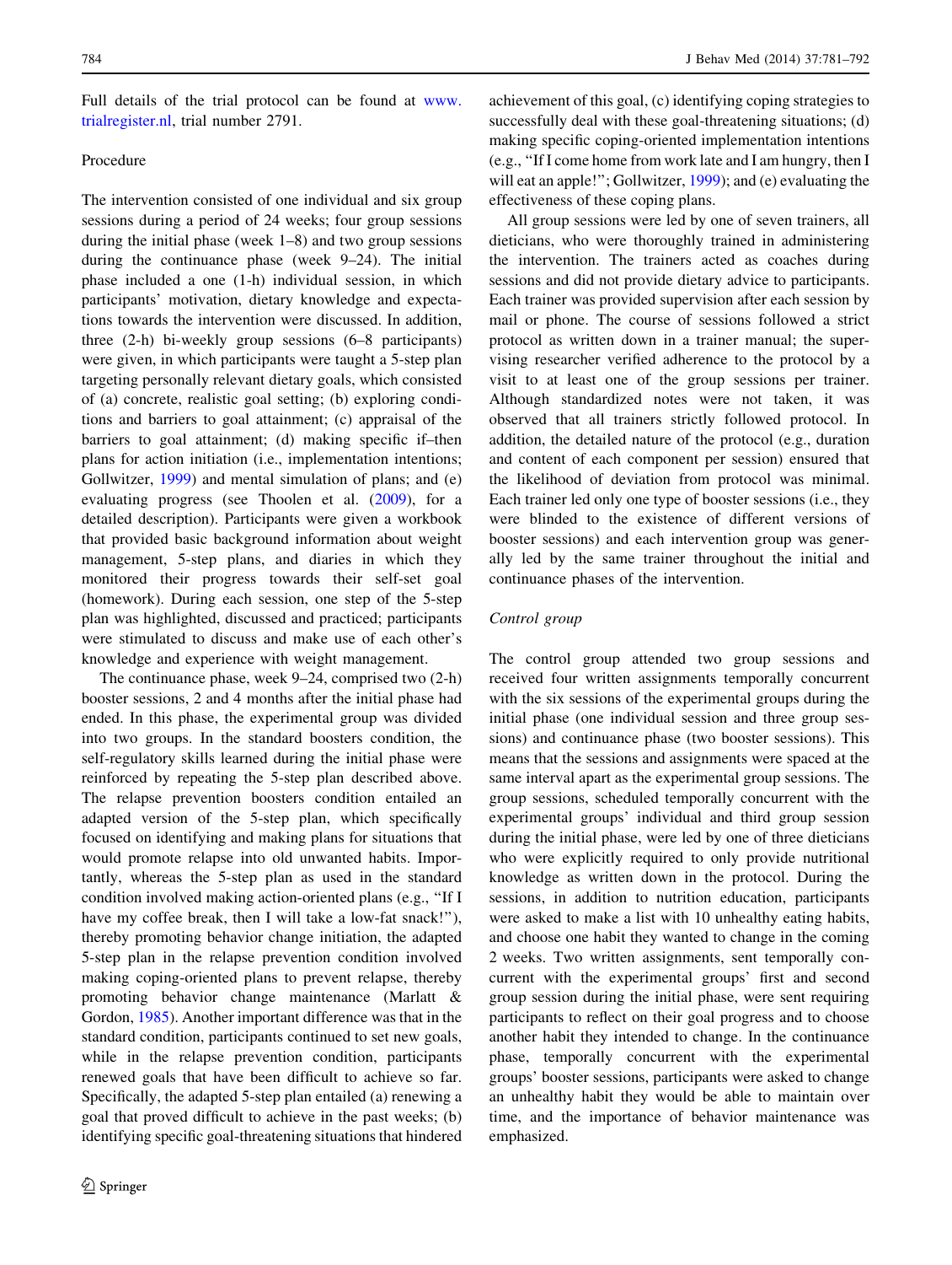Full details of the trial protocol can be found at www.trialregister.nl, trial number 2791.

## Procedure

The intervention consisted of one individual and six group sessions during a period of 24 weeks; four group sessions during the initial phase (week 1–8) and two group sessions during the continuance phase (week 9–24). The initial phase included a one (1-h) individual session, in which participants' motivation, dietary knowledge and expectations towards the intervention were discussed. In addition, three (2-h) bi-weekly group sessions (6–8 participants) were given, in which participants were taught a 5-step plan targeting personally relevant dietary goals, which consisted of (a) concrete, realistic goal setting; (b) exploring conditions and barriers to goal attainment; (c) appraisal of the barriers to goal attainment; (d) making specific if–then plans for action initiation (i.e., implementation intentions; Gollwitzer, 1999) and mental simulation of plans; and (e) evaluating progress (see Thoolen et al. (2009), for a detailed description). Participants were given a workbook that provided basic background information about weight management, 5-step plans, and diaries in which they monitored their progress towards their self-set goal (homework). During each session, one step of the 5-step plan was highlighted, discussed and practiced; participants were stimulated to discuss and make use of each other's knowledge and experience with weight management.

The continuance phase, week 9–24, comprised two (2-h) booster sessions, 2 and 4 months after the initial phase had ended. In this phase, the experimental group was divided into two groups. In the standard boosters condition, the self-regulatory skills learned during the initial phase were reinforced by repeating the 5-step plan described above. The relapse prevention boosters condition entailed an adapted version of the 5-step plan, which specifically focused on identifying and making plans for situations that would promote relapse into old unwanted habits. Importantly, whereas the 5-step plan as used in the standard condition involved making action-oriented plans (e.g., "If I have my coffee break, then I will take a low-fat snack!"), thereby promoting behavior change initiation, the adapted 5-step plan in the relapse prevention condition involved making coping-oriented plans to prevent relapse, thereby promoting behavior change maintenance (Marlatt & Gordon, 1985). Another important difference was that in the standard condition, participants continued to set new goals, while in the relapse prevention condition, participants renewed goals that have been difficult to achieve so far. Specifically, the adapted 5-step plan entailed (a) renewing a goal that proved difficult to achieve in the past weeks; (b) identifying specific goal-threatening situations that hindered achievement of this goal, (c) identifying coping strategies to successfully deal with these goal-threatening situations; (d) making specific coping-oriented implementation intentions (e.g., "If I come home from work late and I am hungry, then I will eat an apple!"; Gollwitzer, 1999); and (e) evaluating the effectiveness of these coping plans.

All group sessions were led by one of seven trainers, all dieticians, who were thoroughly trained in administering the intervention. The trainers acted as coaches during sessions and did not provide dietary advice to participants. Each trainer was provided supervision after each session by mail or phone. The course of sessions followed a strict protocol as written down in a trainer manual; the supervising researcher verified adherence to the protocol by a visit to at least one of the group sessions per trainer. Although standardized notes were not taken, it was observed that all trainers strictly followed protocol. In addition, the detailed nature of the protocol (e.g., duration and content of each component per session) ensured that the likelihood of deviation from protocol was minimal. Each trainer led only one type of booster sessions (i.e., they were blinded to the existence of different versions of booster sessions) and each intervention group was generally led by the same trainer throughout the initial and continuance phases of the intervention.

### *Control group*

The control group attended two group sessions and received four written assignments temporally concurrent with the six sessions of the experimental groups during the initial phase (one individual session and three group sessions) and continuance phase (two booster sessions). This means that the sessions and assignments were spaced at the same interval apart as the experimental group sessions. The group sessions, scheduled temporally concurrent with the experimental groups' individual and third group session during the initial phase, were led by one of three dieticians who were explicitly required to only provide nutritional knowledge as written down in the protocol. During the sessions, in addition to nutrition education, participants were asked to make a list with 10 unhealthy eating habits, and choose one habit they wanted to change in the coming 2 weeks. Two written assignments, sent temporally concurrent with the experimental groups' first and second group session during the initial phase, were sent requiring participants to reflect on their goal progress and to choose another habit they intended to change. In the continuance phase, temporally concurrent with the experimental groups' booster sessions, participants were asked to change an unhealthy habit they would be able to maintain over time, and the importance of behavior maintenance was emphasized.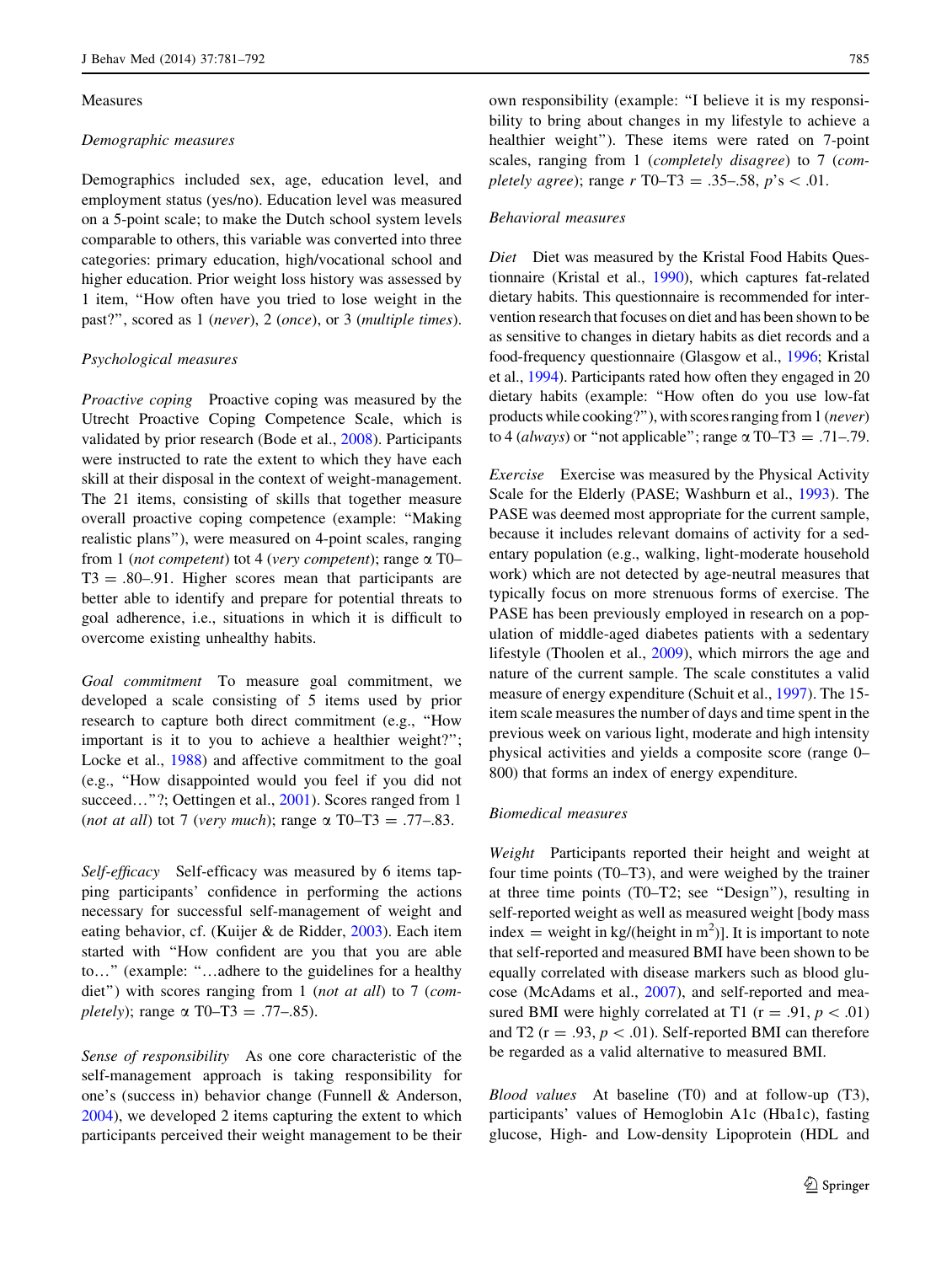## Measures

### *Demographic measures*

Demographics included sex, age, education level, and employment status (yes/no). Education level was measured on a 5-point scale; to make the Dutch school system levels comparable to others, this variable was converted into three categories: primary education, high/vocational school and higher education. Prior weight loss history was assessed by 1 item, "How often have you tried to lose weight in the past?", scored as 1 (*never*), 2 (*once*), or 3 (*multiple times*).

### *Psychological measures*

*Proactive coping* Proactive coping was measured by the Utrecht Proactive Coping Competence Scale, which is validated by prior research (Bode et al., 2008). Participants were instructed to rate the extent to which they have each skill at their disposal in the context of weight-management. The 21 items, consisting of skills that together measure overall proactive coping competence (example: "Making realistic plans"), were measured on 4-point scales, ranging from 1 (*not competent*) tot 4 (*very competent*); range α T0–T3 = .80–.91. Higher scores mean that participants are better able to identify and prepare for potential threats to goal adherence, i.e., situations in which it is difficult to overcome existing unhealthy habits.

*Goal commitment* To measure goal commitment, we developed a scale consisting of 5 items used by prior research to capture both direct commitment (e.g., "How important is it to you to achieve a healthier weight?"; Locke et al., 1988) and affective commitment to the goal (e.g., "How disappointed would you feel if you did not succeed…"?; Oettingen et al., 2001). Scores ranged from 1 (*not at all*) tot 7 (*very much*); range α T0–T3 = .77–.83.

*Self-efficacy* Self-efficacy was measured by 6 items tapping participants' confidence in performing the actions necessary for successful self-management of weight and eating behavior, cf. (Kuijer & de Ridder, 2003). Each item started with "How confident are you that you are able to…" (example: "…adhere to the guidelines for a healthy diet") with scores ranging from 1 (*not at all*) to 7 (*completely*); range α T0–T3 = .77–.85).

*Sense of responsibility* As one core characteristic of the self-management approach is taking responsibility for one's (success in) behavior change (Funnell & Anderson, 2004), we developed 2 items capturing the extent to which participants perceived their weight management to be their own responsibility (example: "I believe it is my responsibility to bring about changes in my lifestyle to achieve a healthier weight"). These items were rated on 7-point scales, ranging from 1 (*completely disagree*) to 7 (*completely agree*); range *r* T0–T3 = .35–.58, *p*'s < .01.

### *Behavioral measures*

*Diet* Diet was measured by the Kristal Food Habits Questionnaire (Kristal et al., 1990), which captures fat-related dietary habits. This questionnaire is recommended for intervention research that focuses on diet and has been shown to be as sensitive to changes in dietary habits as diet records and a food-frequency questionnaire (Glasgow et al., 1996; Kristal et al., 1994). Participants rated how often they engaged in 20 dietary habits (example: "How often do you use low-fat products while cooking?"), with scores ranging from 1 (*never*) to 4 (*always*) or "not applicable"; range α T0–T3 = .71–.79.

*Exercise* Exercise was measured by the Physical Activity Scale for the Elderly (PASE; Washburn et al., 1993). The PASE was deemed most appropriate for the current sample, because it includes relevant domains of activity for a sedentary population (e.g., walking, light-moderate household work) which are not detected by age-neutral measures that typically focus on more strenuous forms of exercise. The PASE has been previously employed in research on a population of middle-aged diabetes patients with a sedentary lifestyle (Thoolen et al., 2009), which mirrors the age and nature of the current sample. The scale constitutes a valid measure of energy expenditure (Schuit et al., 1997). The 15-item scale measures the number of days and time spent in the previous week on various light, moderate and high intensity physical activities and yields a composite score (range 0–800) that forms an index of energy expenditure.

### *Biomedical measures*

*Weight* Participants reported their height and weight at four time points (T0–T3), and were weighed by the trainer at three time points (T0–T2; see "Design"), resulting in self-reported weight as well as measured weight [body mass index = weight in kg/(height in $m^2$)]. It is important to note that self-reported and measured BMI have been shown to be equally correlated with disease markers such as blood glucose (McAdams et al., 2007), and self-reported and measured BMI were highly correlated at T1 (r = .91, $p < .01$) and T2 (r = .93, $p < .01$). Self-reported BMI can therefore be regarded as a valid alternative to measured BMI.

*Blood values* At baseline (T0) and at follow-up (T3), participants' values of Hemoglobin A1c (Hba1c), fasting glucose, High- and Low-density Lipoprotein (HDL and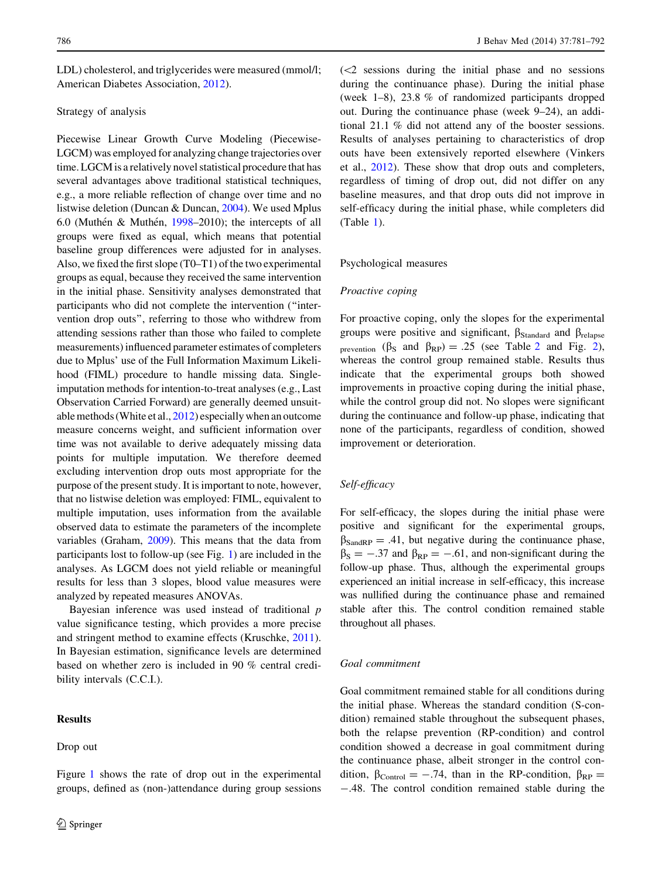LDL) cholesterol, and triglycerides were measured (mmol/l; American Diabetes Association, 2012).

Strategy of analysis

Piecewise Linear Growth Curve Modeling (Piecewise-LGCM) was employed for analyzing change trajectories over time. LGCM is a relatively novel statistical procedure that has several advantages above traditional statistical techniques, e.g., a more reliable reflection of change over time and no listwise deletion (Duncan & Duncan, 2004). We used Mplus 6.0 (Muthén & Muthén, 1998–2010); the intercepts of all groups were fixed as equal, which means that potential baseline group differences were adjusted for in analyses. Also, we fixed the first slope (T0–T1) of the two experimental groups as equal, because they received the same intervention in the initial phase. Sensitivity analyses demonstrated that participants who did not complete the intervention ("intervention drop outs", referring to those who withdrew from attending sessions rather than those who failed to complete measurements) influenced parameter estimates of completers due to Mplus' use of the Full Information Maximum Likelihood (FIML) procedure to handle missing data. Single-imputation methods for intention-to-treat analyses (e.g., Last Observation Carried Forward) are generally deemed unsuitable methods (White et al., 2012) especially when an outcome measure concerns weight, and sufficient information over time was not available to derive adequately missing data points for multiple imputation. We therefore deemed excluding intervention drop outs most appropriate for the purpose of the present study. It is important to note, however, that no listwise deletion was employed: FIML, equivalent to multiple imputation, uses information from the available observed data to estimate the parameters of the incomplete variables (Graham, 2009). This means that the data from participants lost to follow-up (see Fig. 1) are included in the analyses. As LGCM does not yield reliable or meaningful results for less than 3 slopes, blood value measures were analyzed by repeated measures ANOVAs.

Bayesian inference was used instead of traditional $p$ value significance testing, which provides a more precise and stringent method to examine effects (Kruschke, 2011). In Bayesian estimation, significance levels are determined based on whether zero is included in 90 % central credibility intervals (C.C.I.).

## Results

Drop out

Figure 1 shows the rate of drop out in the experimental groups, defined as (non-)attendance during group sessions (<2 sessions during the initial phase and no sessions during the continuance phase). During the initial phase (week 1–8), 23.8 % of randomized participants dropped out. During the continuance phase (week 9–24), an additional 21.1 % did not attend any of the booster sessions. Results of analyses pertaining to characteristics of drop outs have been extensively reported elsewhere (Vinkers et al., 2012). These show that drop outs and completers, regardless of timing of drop out, did not differ on any baseline measures, and that drop outs did not improve in self-efficacy during the initial phase, while completers did (Table 1).

Psychological measures

*Proactive coping*

For proactive coping, only the slopes for the experimental groups were positive and significant, $\beta_{Standard}$ and $\beta_{relapse\ prevention}$ ($\beta_S$ and $\beta_{RP}$) = .25 (see Table 2 and Fig. 2), whereas the control group remained stable. Results thus indicate that the experimental groups both showed improvements in proactive coping during the initial phase, while the control group did not. No slopes were significant during the continuance and follow-up phase, indicating that none of the participants, regardless of condition, showed improvement or deterioration.

*Self-efficacy*

For self-efficacy, the slopes during the initial phase were positive and significant for the experimental groups, $\beta_{SandRP} = .41$, but negative during the continuance phase, $\beta_S = -.37$ and $\beta_{RP} = -.61$, and non-significant during the follow-up phase. Thus, although the experimental groups experienced an initial increase in self-efficacy, this increase was nullified during the continuance phase and remained stable after this. The control condition remained stable throughout all phases.

*Goal commitment*

Goal commitment remained stable for all conditions during the initial phase. Whereas the standard condition (S-condition) remained stable throughout the subsequent phases, both the relapse prevention (RP-condition) and control condition showed a decrease in goal commitment during the continuance phase, albeit stronger in the control condition, $\beta_{Control} = -.74$, than in the RP-condition, $\beta_{RP} = -.48$. The control condition remained stable during the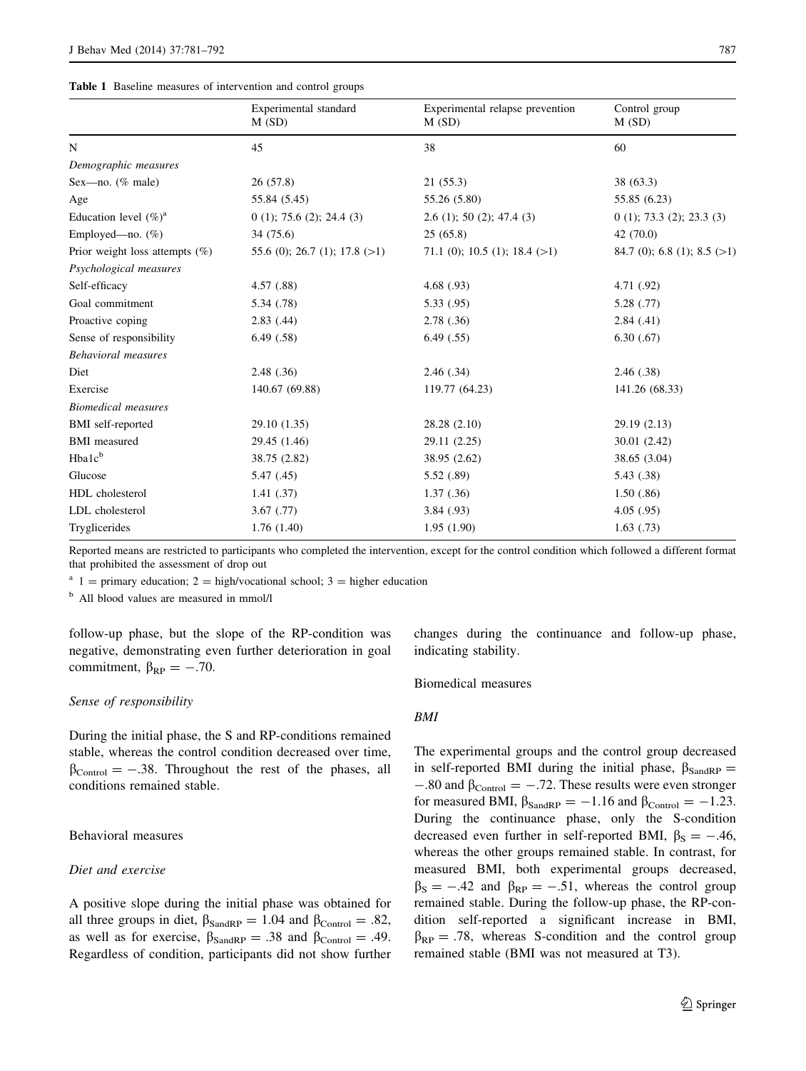**Table 1** Baseline measures of intervention and control groups

| | Experimental standard M (SD) | Experimental relapse prevention M (SD) | Control group M (SD) |
|---|---|---|---|
| N | 45 | 38 | 60 |
| *Demographic measures* | | | |
| Sex—no. (% male) | 26 (57.8) | 21 (55.3) | 38 (63.3) |
| Age | 55.84 (5.45) | 55.26 (5.80) | 55.85 (6.23) |
| Education level (%)[a] | 0 (1); 75.6 (2); 24.4 (3) | 2.6 (1); 50 (2); 47.4 (3) | 0 (1); 73.3 (2); 23.3 (3) |
| Employed—no. (%) | 34 (75.6) | 25 (65.8) | 42 (70.0) |
| Prior weight loss attempts (%) | 55.6 (0); 26.7 (1); 17.8 (>1) | 71.1 (0); 10.5 (1); 18.4 (>1) | 84.7 (0); 6.8 (1); 8.5 (>1) |
| *Psychological measures* | | | |
| Self-efficacy | 4.57 (.88) | 4.68 (.93) | 4.71 (.92) |
| Goal commitment | 5.34 (.78) | 5.33 (.95) | 5.28 (.77) |
| Proactive coping | 2.83 (.44) | 2.78 (.36) | 2.84 (.41) |
| Sense of responsibility | 6.49 (.58) | 6.49 (.55) | 6.30 (.67) |
| *Behavioral measures* | | | |
| Diet | 2.48 (.36) | 2.46 (.34) | 2.46 (.38) |
| Exercise | 140.67 (69.88) | 119.77 (64.23) | 141.26 (68.33) |
| *Biomedical measures* | | | |
| BMI self-reported | 29.10 (1.35) | 28.28 (2.10) | 29.19 (2.13) |
| BMI measured | 29.45 (1.46) | 29.11 (2.25) | 30.01 (2.42) |
| Hba1c[b] | 38.75 (2.82) | 38.95 (2.62) | 38.65 (3.04) |
| Glucose | 5.47 (.45) | 5.52 (.89) | 5.43 (.38) |
| HDL cholesterol | 1.41 (.37) | 1.37 (.36) | 1.50 (.86) |
| LDL cholesterol | 3.67 (.77) | 3.84 (.93) | 4.05 (.95) |
| Tryglicerides | 1.76 (1.40) | 1.95 (1.90) | 1.63 (.73) |

Reported means are restricted to participants who completed the intervention, except for the control condition which followed a different format that prohibited the assessment of drop out

[a] 1 = primary education; 2 = high/vocational school; 3 = higher education

[b] All blood values are measured in mmol/l

follow-up phase, but the slope of the RP-condition was negative, demonstrating even further deterioration in goal commitment, $\beta_{RP} = -.70$.

*Sense of responsibility*

During the initial phase, the S and RP-conditions remained stable, whereas the control condition decreased over time, $\beta_{Control} = -.38$. Throughout the rest of the phases, all conditions remained stable.

### Behavioral measures

*Diet and exercise*

A positive slope during the initial phase was obtained for all three groups in diet, $\beta_{SandRP} = 1.04$ and $\beta_{Control} = .82$, as well as for exercise, $\beta_{SandRP} = .38$ and $\beta_{Control} = .49$. Regardless of condition, participants did not show further changes during the continuance and follow-up phase, indicating stability.

### Biomedical measures

*BMI*

The experimental groups and the control group decreased in self-reported BMI during the initial phase, $\beta_{SandRP} = -.80$ and $\beta_{Control} = -.72$. These results were even stronger for measured BMI, $\beta_{SandRP} = -1.16$ and $\beta_{Control} = -1.23$. During the continuance phase, only the S-condition decreased even further in self-reported BMI, $\beta_{S} = -.46$, whereas the other groups remained stable. In contrast, for measured BMI, both experimental groups decreased, $\beta_{S} = -.42$ and $\beta_{RP} = -.51$, whereas the control group remained stable. During the follow-up phase, the RP-condition self-reported a significant increase in BMI, $\beta_{RP} = .78$, whereas S-condition and the control group remained stable (BMI was not measured at T3).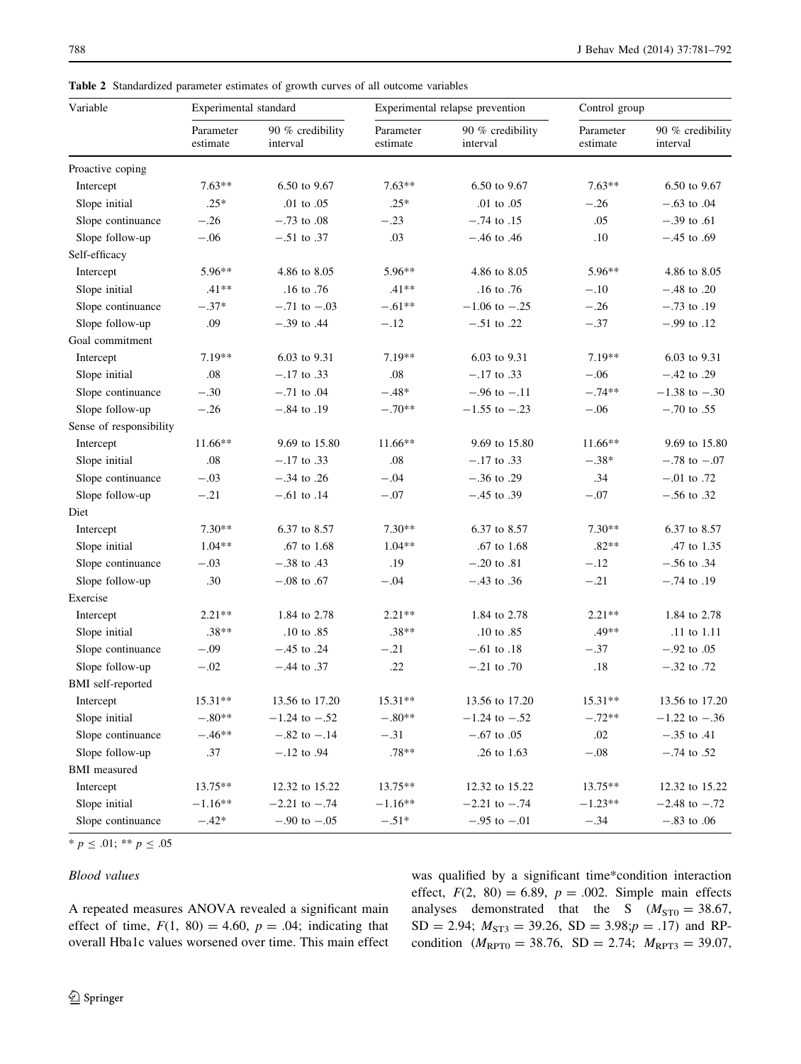**Table 2** Standardized parameter estimates of growth curves of all outcome variables

| Variable | Experimental standard | | Experimental relapse prevention | | Control group | |
|---|---|---|---|---|---|---|
| | Parameter estimate | 90 % credibility interval | Parameter estimate | 90 % credibility interval | Parameter estimate | 90 % credibility interval |
| Proactive coping | | | | | | |
| Intercept | 7.63** | 6.50 to 9.67 | 7.63** | 6.50 to 9.67 | 7.63** | 6.50 to 9.67 |
| Slope initial | .25* | .01 to .05 | .25* | .01 to .05 | −.26 | −.63 to .04 |
| Slope continuance | −.26 | −.73 to .08 | −.23 | −.74 to .15 | .05 | −.39 to .61 |
| Slope follow-up | −.06 | −.51 to .37 | .03 | −.46 to .46 | .10 | −.45 to .69 |
| Self-efficacy | | | | | | |
| Intercept | 5.96** | 4.86 to 8.05 | 5.96** | 4.86 to 8.05 | 5.96** | 4.86 to 8.05 |
| Slope initial | .41** | .16 to .76 | .41** | .16 to .76 | −.10 | −.48 to .20 |
| Slope continuance | −.37* | −.71 to −.03 | −.61** | −1.06 to −.25 | −.26 | −.73 to .19 |
| Slope follow-up | .09 | −.39 to .44 | −.12 | −.51 to .22 | −.37 | −.99 to .12 |
| Goal commitment | | | | | | |
| Intercept | 7.19** | 6.03 to 9.31 | 7.19** | 6.03 to 9.31 | 7.19** | 6.03 to 9.31 |
| Slope initial | .08 | −.17 to .33 | .08 | −.17 to .33 | −.06 | −.42 to .29 |
| Slope continuance | −.30 | −.71 to .04 | −.48* | −.96 to −.11 | −.74** | −1.38 to −.30 |
| Slope follow-up | −.26 | −.84 to .19 | −.70** | −1.55 to −.23 | −.06 | −.70 to .55 |
| Sense of responsibility | | | | | | |
| Intercept | 11.66** | 9.69 to 15.80 | 11.66** | 9.69 to 15.80 | 11.66** | 9.69 to 15.80 |
| Slope initial | .08 | −.17 to .33 | .08 | −.17 to .33 | −.38* | −.78 to −.07 |
| Slope continuance | −.03 | −.34 to .26 | −.04 | −.36 to .29 | .34 | −.01 to .72 |
| Slope follow-up | −.21 | −.61 to .14 | −.07 | −.45 to .39 | −.07 | −.56 to .32 |
| Diet | | | | | | |
| Intercept | 7.30** | 6.37 to 8.57 | 7.30** | 6.37 to 8.57 | 7.30** | 6.37 to 8.57 |
| Slope initial | 1.04** | .67 to 1.68 | 1.04** | .67 to 1.68 | .82** | .47 to 1.35 |
| Slope continuance | −.03 | −.38 to .43 | .19 | −.20 to .81 | −.12 | −.56 to .34 |
| Slope follow-up | .30 | −.08 to .67 | −.04 | −.43 to .36 | −.21 | −.74 to .19 |
| Exercise | | | | | | |
| Intercept | 2.21** | 1.84 to 2.78 | 2.21** | 1.84 to 2.78 | 2.21** | 1.84 to 2.78 |
| Slope initial | .38** | .10 to .85 | .38** | .10 to .85 | .49** | .11 to 1.11 |
| Slope continuance | −.09 | −.45 to .24 | −.21 | −.61 to .18 | −.37 | −.92 to .05 |
| Slope follow-up | −.02 | −.44 to .37 | .22 | −.21 to .70 | .18 | −.32 to .72 |
| BMI self-reported | | | | | | |
| Intercept | 15.31** | 13.56 to 17.20 | 15.31** | 13.56 to 17.20 | 15.31** | 13.56 to 17.20 |
| Slope initial | −.80** | −1.24 to −.52 | −.80** | −1.24 to −.52 | −.72** | −1.22 to −.36 |
| Slope continuance | −.46** | −.82 to −.14 | −.31 | −.67 to .05 | .02 | −.35 to .41 |
| Slope follow-up | .37 | −.12 to .94 | .78** | .26 to 1.63 | −.08 | −.74 to .52 |
| BMI measured | | | | | | |
| Intercept | 13.75** | 12.32 to 15.22 | 13.75** | 12.32 to 15.22 | 13.75** | 12.32 to 15.22 |
| Slope initial | −1.16** | −2.21 to −.74 | −1.16** | −2.21 to −.74 | −1.23** | −2.48 to −.72 |
| Slope continuance | −.42* | −.90 to −.05 | −.51* | −.95 to −.01 | −.34 | −.83 to .06 |

\* $p \leq .01$; ** $p \leq .05$

*Blood values*

A repeated measures ANOVA revealed a significant main effect of time, $F(1,\ 80) = 4.60$, $p = .04$; indicating that overall Hba1c values worsened over time. This main effect was qualified by a significant time*condition interaction effect, $F(2,\ 80) = 6.89$, $p = .002$. Simple main effects analyses demonstrated that the S ($M_{ST0} = 38.67$, $SD = 2.94$; $M_{ST3} = 39.26$, $SD = 3.98$; $p = .17$) and RP-condition ($M_{RPT0} = 38.76$, $SD = 2.74$; $M_{RPT3} = 39.07$,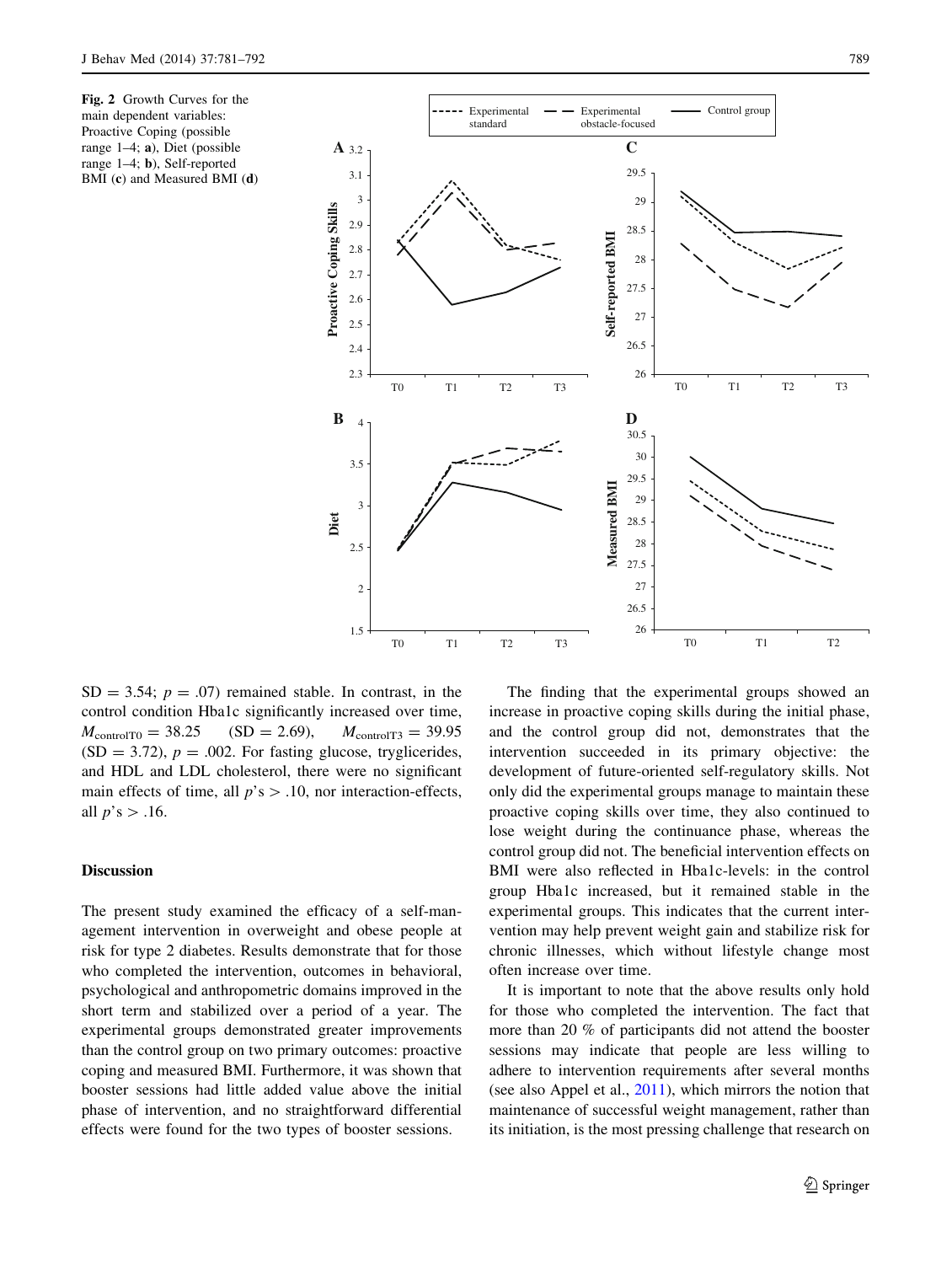Fig. 2 Growth Curves for the main dependent variables: Proactive Coping (possible range 1–4; a), Diet (possible range 1–4; b), Self-reported BMI (c) and Measured BMI (d)

SD = 3.54; $p = .07$) remained stable. In contrast, in the control condition Hba1c significantly increased over time, $M_{\text{controlT0}} = 38.25$ (SD = 2.69), $M_{\text{controlT3}} = 39.95$ (SD = 3.72), $p = .002$. For fasting glucose, tryglicerides, and HDL and LDL cholesterol, there were no significant main effects of time, all $p$'s $> .10$, nor interaction-effects, all $p$'s $> .16$.

## Discussion

The present study examined the efficacy of a self-management intervention in overweight and obese people at risk for type 2 diabetes. Results demonstrate that for those who completed the intervention, outcomes in behavioral, psychological and anthropometric domains improved in the short term and stabilized over a period of a year. The experimental groups demonstrated greater improvements than the control group on two primary outcomes: proactive coping and measured BMI. Furthermore, it was shown that booster sessions had little added value above the initial phase of intervention, and no straightforward differential effects were found for the two types of booster sessions.

The finding that the experimental groups showed an increase in proactive coping skills during the initial phase, and the control group did not, demonstrates that the intervention succeeded in its primary objective: the development of future-oriented self-regulatory skills. Not only did the experimental groups manage to maintain these proactive coping skills over time, they also continued to lose weight during the continuance phase, whereas the control group did not. The beneficial intervention effects on BMI were also reflected in Hba1c-levels: in the control group Hba1c increased, but it remained stable in the experimental groups. This indicates that the current intervention may help prevent weight gain and stabilize risk for chronic illnesses, which without lifestyle change most often increase over time.

It is important to note that the above results only hold for those who completed the intervention. The fact that more than 20 % of participants did not attend the booster sessions may indicate that people are less willing to adhere to intervention requirements after several months (see also Appel et al., 2011), which mirrors the notion that maintenance of successful weight management, rather than its initiation, is the most pressing challenge that research on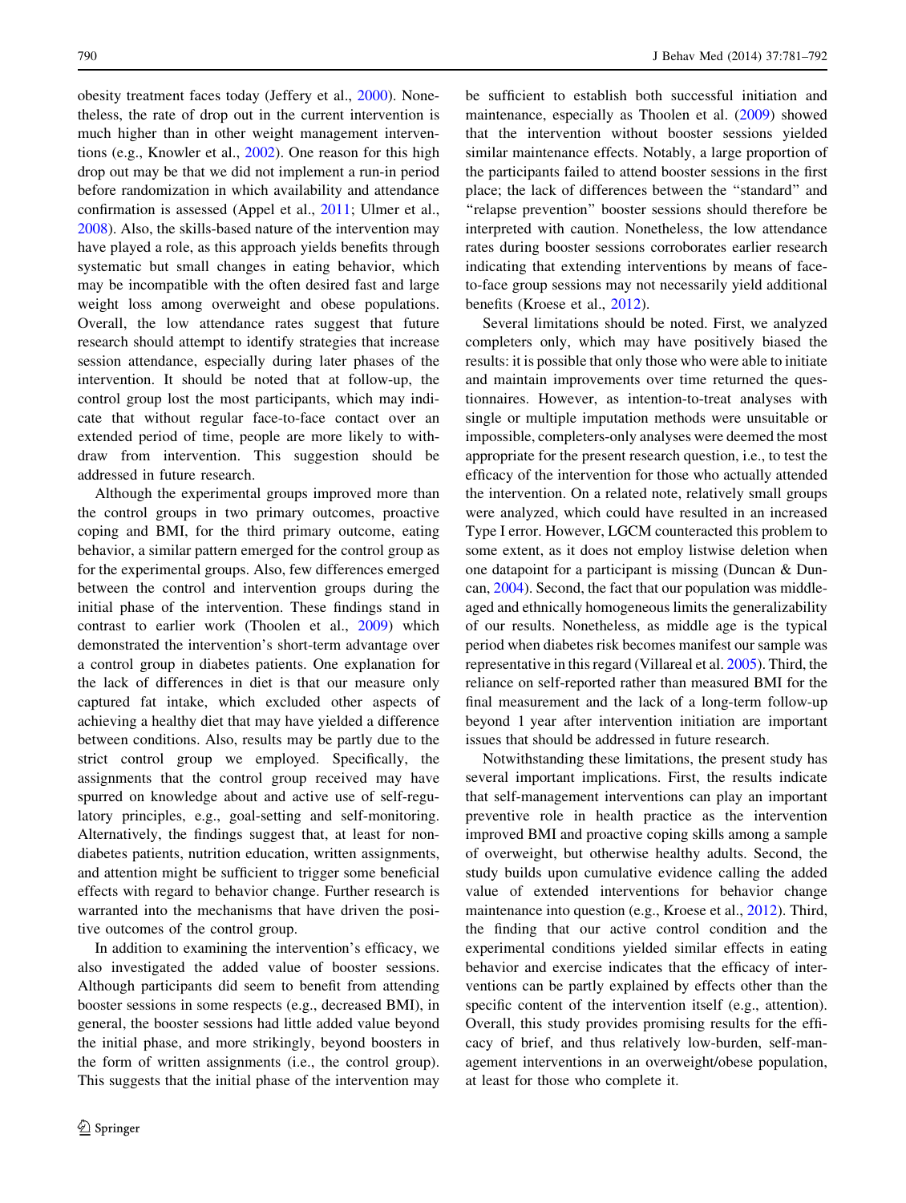obesity treatment faces today (Jeffery et al., 2000). Nonetheless, the rate of drop out in the current intervention is much higher than in other weight management interventions (e.g., Knowler et al., 2002). One reason for this high drop out may be that we did not implement a run-in period before randomization in which availability and attendance confirmation is assessed (Appel et al., 2011; Ulmer et al., 2008). Also, the skills-based nature of the intervention may have played a role, as this approach yields benefits through systematic but small changes in eating behavior, which may be incompatible with the often desired fast and large weight loss among overweight and obese populations. Overall, the low attendance rates suggest that future research should attempt to identify strategies that increase session attendance, especially during later phases of the intervention. It should be noted that at follow-up, the control group lost the most participants, which may indicate that without regular face-to-face contact over an extended period of time, people are more likely to withdraw from intervention. This suggestion should be addressed in future research.

Although the experimental groups improved more than the control groups in two primary outcomes, proactive coping and BMI, for the third primary outcome, eating behavior, a similar pattern emerged for the control group as for the experimental groups. Also, few differences emerged between the control and intervention groups during the initial phase of the intervention. These findings stand in contrast to earlier work (Thoolen et al., 2009) which demonstrated the intervention's short-term advantage over a control group in diabetes patients. One explanation for the lack of differences in diet is that our measure only captured fat intake, which excluded other aspects of achieving a healthy diet that may have yielded a difference between conditions. Also, results may be partly due to the strict control group we employed. Specifically, the assignments that the control group received may have spurred on knowledge about and active use of self-regulatory principles, e.g., goal-setting and self-monitoring. Alternatively, the findings suggest that, at least for non-diabetes patients, nutrition education, written assignments, and attention might be sufficient to trigger some beneficial effects with regard to behavior change. Further research is warranted into the mechanisms that have driven the positive outcomes of the control group.

In addition to examining the intervention's efficacy, we also investigated the added value of booster sessions. Although participants did seem to benefit from attending booster sessions in some respects (e.g., decreased BMI), in general, the booster sessions had little added value beyond the initial phase, and more strikingly, beyond boosters in the form of written assignments (i.e., the control group). This suggests that the initial phase of the intervention may be sufficient to establish both successful initiation and maintenance, especially as Thoolen et al. (2009) showed that the intervention without booster sessions yielded similar maintenance effects. Notably, a large proportion of the participants failed to attend booster sessions in the first place; the lack of differences between the "standard" and "relapse prevention" booster sessions should therefore be interpreted with caution. Nonetheless, the low attendance rates during booster sessions corroborates earlier research indicating that extending interventions by means of face-to-face group sessions may not necessarily yield additional benefits (Kroese et al., 2012).

Several limitations should be noted. First, we analyzed completers only, which may have positively biased the results: it is possible that only those who were able to initiate and maintain improvements over time returned the questionnaires. However, as intention-to-treat analyses with single or multiple imputation methods were unsuitable or impossible, completers-only analyses were deemed the most appropriate for the present research question, i.e., to test the efficacy of the intervention for those who actually attended the intervention. On a related note, relatively small groups were analyzed, which could have resulted in an increased Type I error. However, LGCM counteracted this problem to some extent, as it does not employ listwise deletion when one datapoint for a participant is missing (Duncan & Duncan, 2004). Second, the fact that our population was middle-aged and ethnically homogeneous limits the generalizability of our results. Nonetheless, as middle age is the typical period when diabetes risk becomes manifest our sample was representative in this regard (Villareal et al. 2005). Third, the reliance on self-reported rather than measured BMI for the final measurement and the lack of a long-term follow-up beyond 1 year after intervention initiation are important issues that should be addressed in future research.

Notwithstanding these limitations, the present study has several important implications. First, the results indicate that self-management interventions can play an important preventive role in health practice as the intervention improved BMI and proactive coping skills among a sample of overweight, but otherwise healthy adults. Second, the study builds upon cumulative evidence calling the added value of extended interventions for behavior change maintenance into question (e.g., Kroese et al., 2012). Third, the finding that our active control condition and the experimental conditions yielded similar effects in eating behavior and exercise indicates that the efficacy of interventions can be partly explained by effects other than the specific content of the intervention itself (e.g., attention). Overall, this study provides promising results for the efficacy of brief, and thus relatively low-burden, self-management interventions in an overweight/obese population, at least for those who complete it.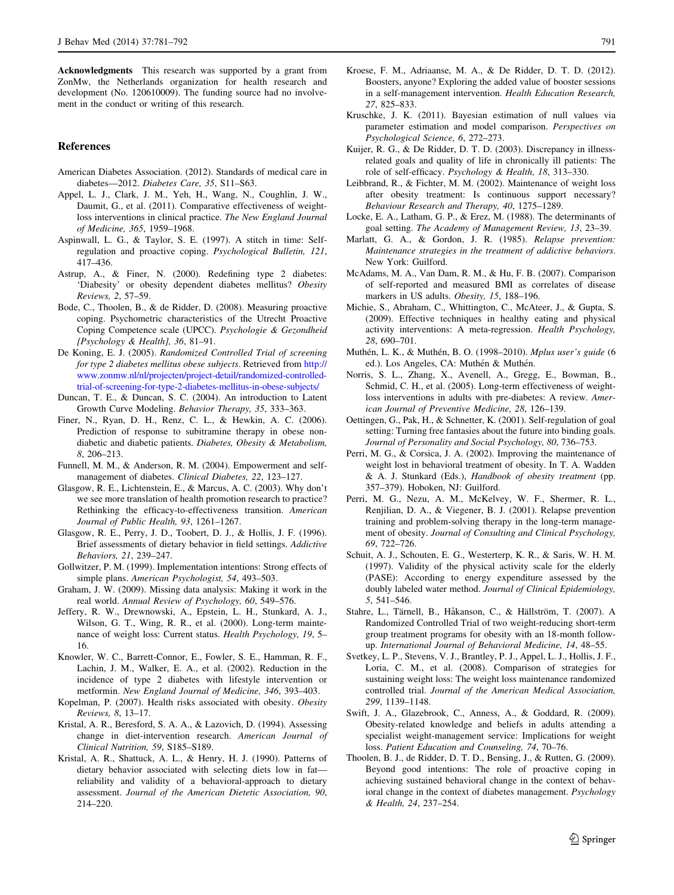**Acknowledgments** This research was supported by a grant from ZonMw, the Netherlands organization for health research and development (No. 120610009). The funding source had no involvement in the conduct or writing of this research.

## References

American Diabetes Association. (2012). Standards of medical care in diabetes—2012. *Diabetes Care, 35*, S11–S63.

Appel, L. J., Clark, J. M., Yeh, H., Wang, N., Coughlin, J. W., Daumit, G., et al. (2011). Comparative effectiveness of weight-loss interventions in clinical practice. *The New England Journal of Medicine, 365*, 1959–1968.

Aspinwall, L. G., & Taylor, S. E. (1997). A stitch in time: Self-regulation and proactive coping. *Psychological Bulletin, 121*, 417–436.

Astrup, A., & Finer, N. (2000). Redefining type 2 diabetes: 'Diabesity' or obesity dependent diabetes mellitus? *Obesity Reviews, 2*, 57–59.

Bode, C., Thoolen, B., & de Ridder, D. (2008). Measuring proactive coping. Psychometric characteristics of the Utrecht Proactive Coping Competence scale (UPCC). *Psychologie & Gezondheid [Psychology & Health], 36*, 81–91.

De Koning, E. J. (2005). *Randomized Controlled Trial of screening for type 2 diabetes mellitus obese subjects*. Retrieved from http://www.zonmw.nl/nl/projecten/project-detail/randomized-controlled-trial-of-screening-for-type-2-diabetes-mellitus-in-obese-subjects/

Duncan, T. E., & Duncan, S. C. (2004). An introduction to Latent Growth Curve Modeling. *Behavior Therapy, 35*, 333–363.

Finer, N., Ryan, D. H., Renz, C. L., & Hewkin, A. C. (2006). Prediction of response to subitramine therapy in obese non-diabetic and diabetic patients. *Diabetes, Obesity & Metabolism, 8*, 206–213.

Funnell, M. M., & Anderson, R. M. (2004). Empowerment and self-management of diabetes. *Clinical Diabetes, 22*, 123–127.

Glasgow, R. E., Lichtenstein, E., & Marcus, A. C. (2003). Why don't we see more translation of health promotion research to practice? Rethinking the efficacy-to-effectiveness transition. *American Journal of Public Health, 93*, 1261–1267.

Glasgow, R. E., Perry, J. D., Toobert, D. J., & Hollis, J. F. (1996). Brief assessments of dietary behavior in field settings. *Addictive Behaviors, 21*, 239–247.

Gollwitzer, P. M. (1999). Implementation intentions: Strong effects of simple plans. *American Psychologist, 54*, 493–503.

Graham, J. W. (2009). Missing data analysis: Making it work in the real world. *Annual Review of Psychology, 60*, 549–576.

Jeffery, R. W., Drewnowski, A., Epstein, L. H., Stunkard, A. J., Wilson, G. T., Wing, R. R., et al. (2000). Long-term maintenance of weight loss: Current status. *Health Psychology, 19*, 5–16.

Knowler, W. C., Barrett-Connor, E., Fowler, S. E., Hamman, R. F., Lachin, J. M., Walker, E. A., et al. (2002). Reduction in the incidence of type 2 diabetes with lifestyle intervention or metformin. *New England Journal of Medicine, 346*, 393–403.

Kopelman, P. (2007). Health risks associated with obesity. *Obesity Reviews, 8*, 13–17.

Kristal, A. R., Beresford, S. A. A., & Lazovich, D. (1994). Assessing change in diet-intervention research. *American Journal of Clinical Nutrition, 59*, S185–S189.

Kristal, A. R., Shattuck, A. L., & Henry, H. J. (1990). Patterns of dietary behavior associated with selecting diets low in fat—reliability and validity of a behavioral-approach to dietary assessment. *Journal of the American Dietetic Association, 90*, 214–220.

Kroese, F. M., Adriaanse, M. A., & De Ridder, D. T. D. (2012). Boosters, anyone? Exploring the added value of booster sessions in a self-management intervention. *Health Education Research, 27*, 825–833.

Kruschke, J. K. (2011). Bayesian estimation of null values via parameter estimation and model comparison. *Perspectives on Psychological Science, 6*, 272–273.

Kuijer, R. G., & De Ridder, D. T. D. (2003). Discrepancy in illness-related goals and quality of life in chronically ill patients: The role of self-efficacy. *Psychology & Health, 18*, 313–330.

Leibbrand, R., & Fichter, M. M. (2002). Maintenance of weight loss after obesity treatment: Is continuous support necessary? *Behaviour Research and Therapy, 40*, 1275–1289.

Locke, E. A., Latham, G. P., & Erez, M. (1988). The determinants of goal setting. *The Academy of Management Review, 13*, 23–39.

Marlatt, G. A., & Gordon, J. R. (1985). *Relapse prevention: Maintenance strategies in the treatment of addictive behaviors*. New York: Guilford.

McAdams, M. A., Van Dam, R. M., & Hu, F. B. (2007). Comparison of self-reported and measured BMI as correlates of disease markers in US adults. *Obesity, 15*, 188–196.

Michie, S., Abraham, C., Whittington, C., McAteer, J., & Gupta, S. (2009). Effective techniques in healthy eating and physical activity interventions: A meta-regression. *Health Psychology, 28*, 690–701.

Muthén, L. K., & Muthén, B. O. (1998–2010). *Mplus user's guide* (6 ed.). Los Angeles, CA: Muthén & Muthén.

Norris, S. L., Zhang, X., Avenell, A., Gregg, E., Bowman, B., Schmid, C. H., et al. (2005). Long-term effectiveness of weight-loss interventions in adults with pre-diabetes: A review. *American Journal of Preventive Medicine, 28*, 126–139.

Oettingen, G., Pak, H., & Schnetter, K. (2001). Self-regulation of goal setting: Turning free fantasies about the future into binding goals. *Journal of Personality and Social Psychology, 80*, 736–753.

Perri, M. G., & Corsica, J. A. (2002). Improving the maintenance of weight lost in behavioral treatment of obesity. In T. A. Wadden & A. J. Stunkard (Eds.), *Handbook of obesity treatment* (pp. 357–379). Hoboken, NJ: Guilford.

Perri, M. G., Nezu, A. M., McKelvey, W. F., Shermer, R. L., Renjilian, D. A., & Viegener, B. J. (2001). Relapse prevention training and problem-solving therapy in the long-term management of obesity. *Journal of Consulting and Clinical Psychology, 69*, 722–726.

Schuit, A. J., Schouten, E. G., Westerterp, K. R., & Saris, W. H. M. (1997). Validity of the physical activity scale for the elderly (PASE): According to energy expenditure assessed by the doubly labeled water method. *Journal of Clinical Epidemiology, 5*, 541–546.

Stahre, L., Tärnell, B., Håkanson, C., & Hällström, T. (2007). A Randomized Controlled Trial of two weight-reducing short-term group treatment programs for obesity with an 18-month follow-up. *International Journal of Behavioral Medicine, 14*, 48–55.

Svetkey, L. P., Stevens, V. J., Brantley, P. J., Appel, L. J., Hollis, J. F., Loria, C. M., et al. (2008). Comparison of strategies for sustaining weight loss: The weight loss maintenance randomized controlled trial. *Journal of the American Medical Association, 299*, 1139–1148.

Swift, J. A., Glazebrook, C., Anness, A., & Goddard, R. (2009). Obesity-related knowledge and beliefs in adults attending a specialist weight-management service: Implications for weight loss. *Patient Education and Counseling, 74*, 70–76.

Thoolen, B. J., de Ridder, D. T. D., Bensing, J., & Rutten, G. (2009). Beyond good intentions: The role of proactive coping in achieving sustained behavioral change in the context of behavioral change in the context of diabetes management. *Psychology & Health, 24*, 237–254.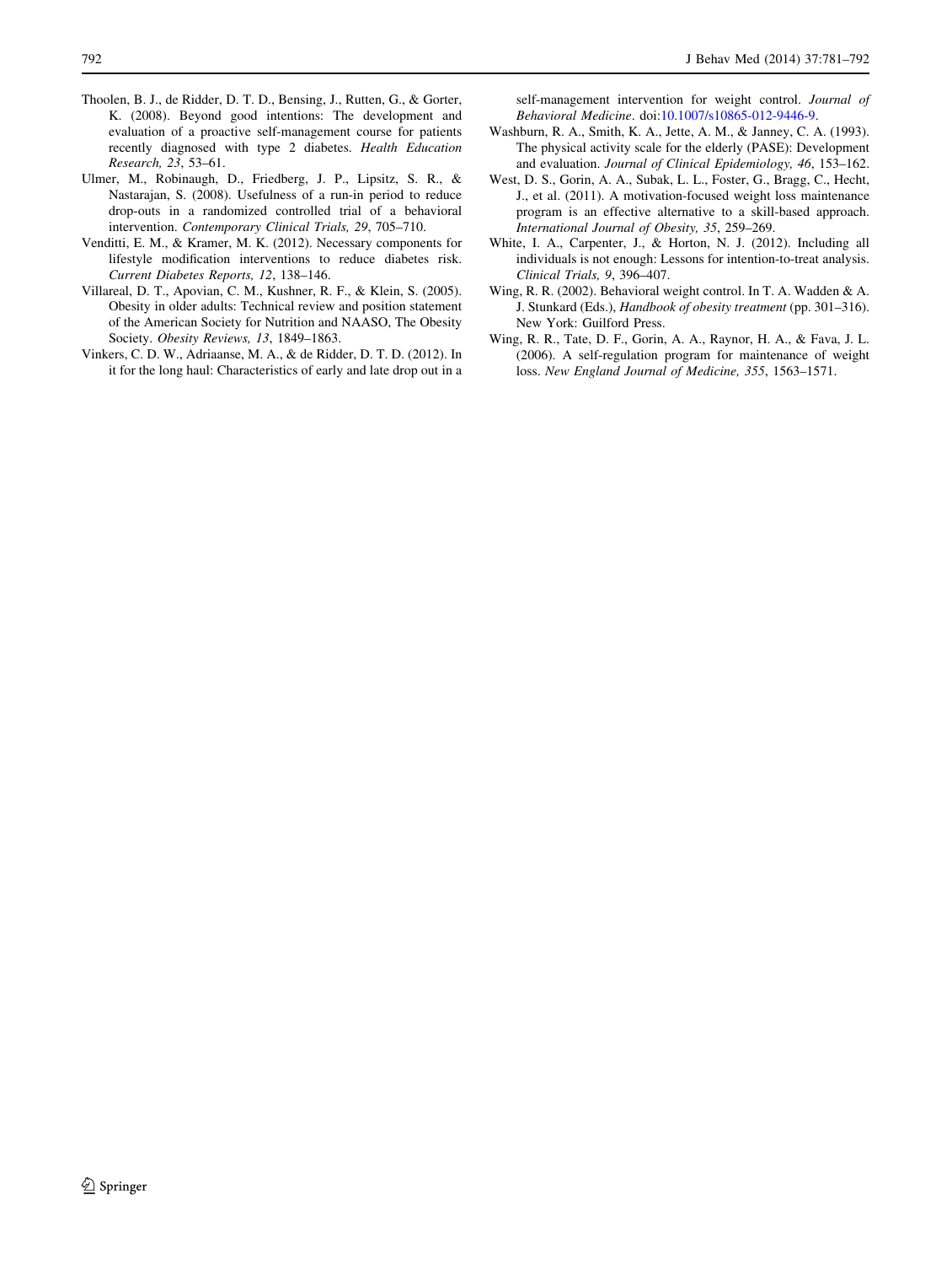Thoolen, B. J., de Ridder, D. T. D., Bensing, J., Rutten, G., & Gorter, K. (2008). Beyond good intentions: The development and evaluation of a proactive self-management course for patients recently diagnosed with type 2 diabetes. *Health Education Research, 23*, 53–61.

Ulmer, M., Robinaugh, D., Friedberg, J. P., Lipsitz, S. R., & Nastarajan, S. (2008). Usefulness of a run-in period to reduce drop-outs in a randomized controlled trial of a behavioral intervention. *Contemporary Clinical Trials, 29*, 705–710.

Venditti, E. M., & Kramer, M. K. (2012). Necessary components for lifestyle modification interventions to reduce diabetes risk. *Current Diabetes Reports, 12*, 138–146.

Villareal, D. T., Apovian, C. M., Kushner, R. F., & Klein, S. (2005). Obesity in older adults: Technical review and position statement of the American Society for Nutrition and NAASO, The Obesity Society. *Obesity Reviews, 13*, 1849–1863.

Vinkers, C. D. W., Adriaanse, M. A., & de Ridder, D. T. D. (2012). In it for the long haul: Characteristics of early and late drop out in a self-management intervention for weight control. *Journal of Behavioral Medicine*. doi:10.1007/s10865-012-9446-9.

Washburn, R. A., Smith, K. A., Jette, A. M., & Janney, C. A. (1993). The physical activity scale for the elderly (PASE): Development and evaluation. *Journal of Clinical Epidemiology, 46*, 153–162.

West, D. S., Gorin, A. A., Subak, L. L., Foster, G., Bragg, C., Hecht, J., et al. (2011). A motivation-focused weight loss maintenance program is an effective alternative to a skill-based approach. *International Journal of Obesity, 35*, 259–269.

White, I. A., Carpenter, J., & Horton, N. J. (2012). Including all individuals is not enough: Lessons for intention-to-treat analysis. *Clinical Trials, 9*, 396–407.

Wing, R. R. (2002). Behavioral weight control. In T. A. Wadden & A. J. Stunkard (Eds.), *Handbook of obesity treatment* (pp. 301–316). New York: Guilford Press.

Wing, R. R., Tate, D. F., Gorin, A. A., Raynor, H. A., & Fava, J. L. (2006). A self-regulation program for maintenance of weight loss. *New England Journal of Medicine, 355*, 1563–1571.